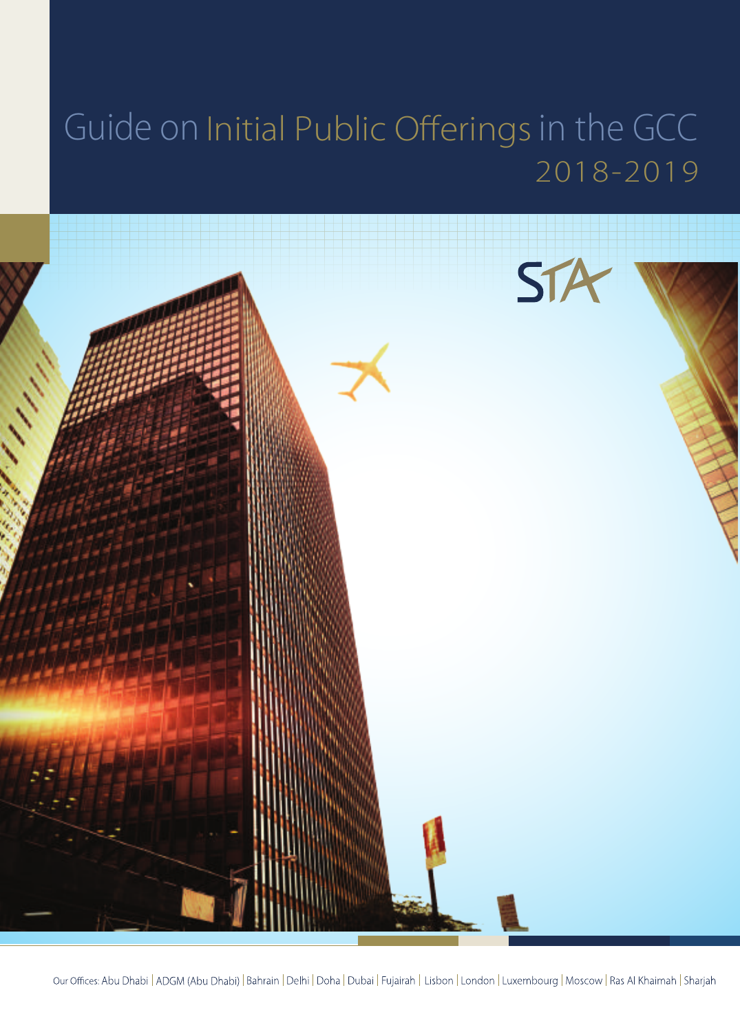# Guide on Initial Public Offerings in the GCC 2018-2019

STA

Our Offices: Abu Dhabi | ADGM (Abu Dhabi) | Bahrain | Delhi | Doha | Dubai | Fujairah | Lisbon | London | Luxembourg | Moscow | Ras Al Khaimah | Sharjah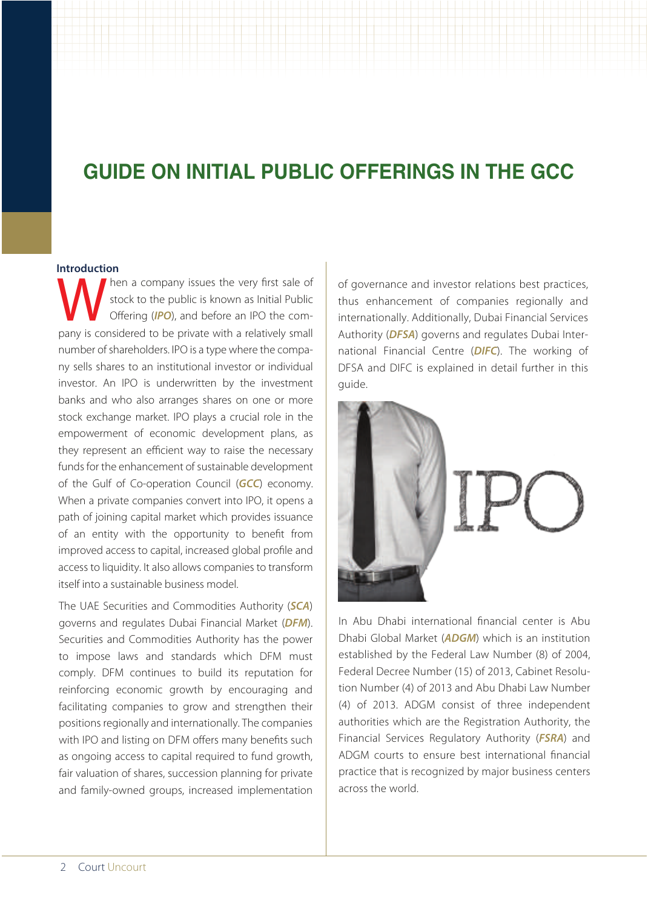# GUIDE ON INITIAL PUBLIC OFFERINGS IN THE GCC

**Introduction**

When a company issues the very first sale of stock to the public is known as Initial Public Offering (***IPO***), and before an IPO the company is considered to be private with a relatively small number of shareholders. IPO is a type where the company sells shares to an institutional investor or individual investor. An IPO is underwritten by the investment banks and who also arranges shares on one or more stock exchange market. IPO plays a crucial role in the empowerment of economic development plans, as they represent an efficient way to raise the necessary funds for the enhancement of sustainable development of the Gulf of Co-operation Council (***GCC***) economy. When a private companies convert into IPO, it opens a path of joining capital market which provides issuance of an entity with the opportunity to benefit from improved access to capital, increased global profile and access to liquidity. It also allows companies to transform itself into a sustainable business model.

The UAE Securities and Commodities Authority (***SCA***) governs and regulates Dubai Financial Market (***DFM***). Securities and Commodities Authority has the power to impose laws and standards which DFM must comply. DFM continues to build its reputation for reinforcing economic growth by encouraging and facilitating companies to grow and strengthen their positions regionally and internationally. The companies with IPO and listing on DFM offers many benefits such as ongoing access to capital required to fund growth, fair valuation of shares, succession planning for private and family-owned groups, increased implementation of governance and investor relations best practices, thus enhancement of companies regionally and internationally. Additionally, Dubai Financial Services Authority (***DFSA***) governs and regulates Dubai International Financial Centre (***DIFC***). The working of DFSA and DIFC is explained in detail further in this guide.

In Abu Dhabi international financial center is Abu Dhabi Global Market (***ADGM***) which is an institution established by the Federal Law Number (8) of 2004, Federal Decree Number (15) of 2013, Cabinet Resolution Number (4) of 2013 and Abu Dhabi Law Number (4) of 2013. ADGM consist of three independent authorities which are the Registration Authority, the Financial Services Regulatory Authority (***FSRA***) and ADGM courts to ensure best international financial practice that is recognized by major business centers across the world.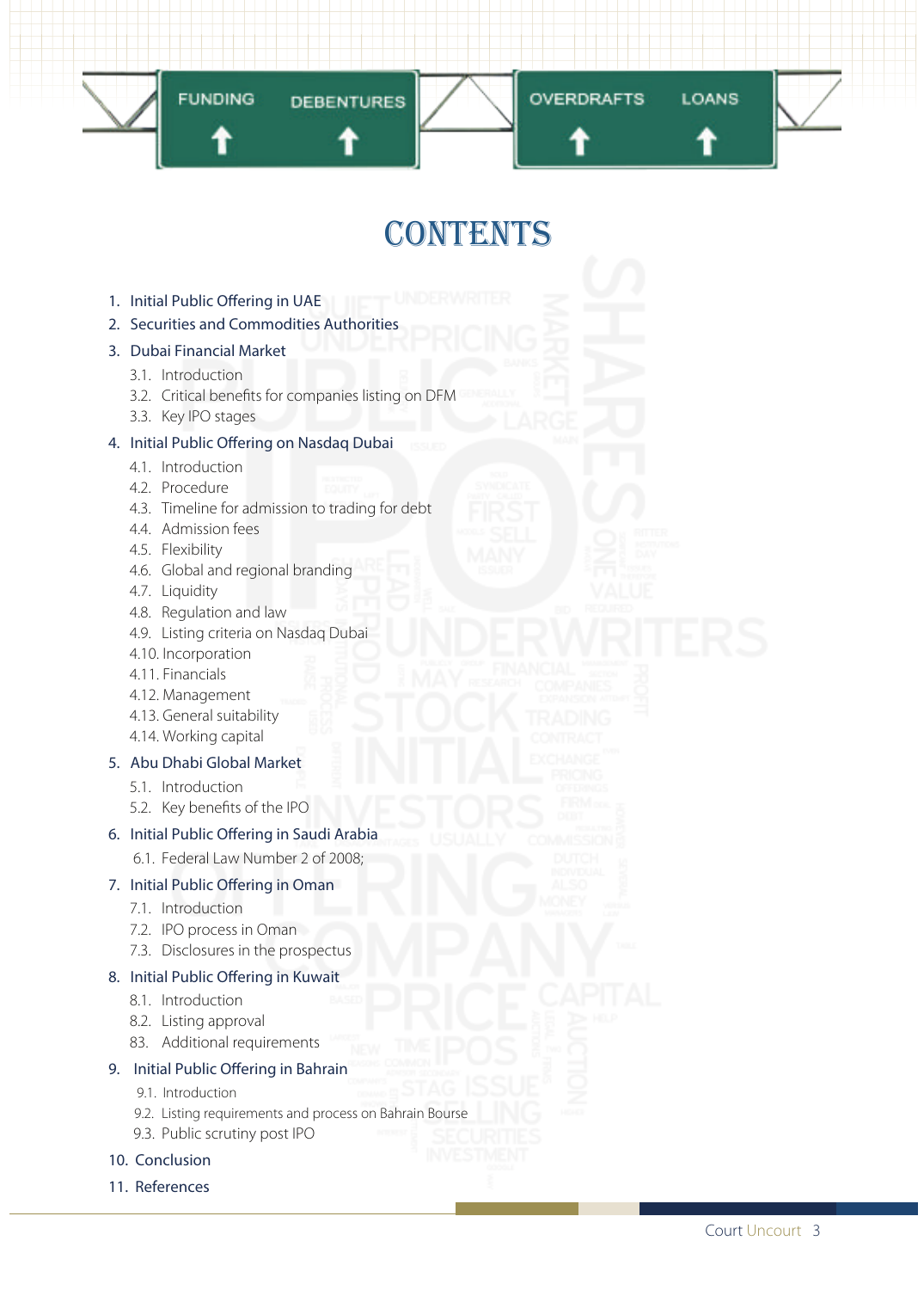# CONTENTS

1. Initial Public Offering in UAE
2. Securities and Commodities Authorities
3. Dubai Financial Market
    - 3.1. Introduction
    - 3.2. Critical benefits for companies listing on DFM
    - 3.3. Key IPO stages
4. Initial Public Offering on Nasdaq Dubai
    - 4.1. Introduction
    - 4.2. Procedure
    - 4.3. Timeline for admission to trading for debt
    - 4.4. Admission fees
    - 4.5. Flexibility
    - 4.6. Global and regional branding
    - 4.7. Liquidity
    - 4.8. Regulation and law
    - 4.9. Listing criteria on Nasdaq Dubai
    - 4.10. Incorporation
    - 4.11. Financials
    - 4.12. Management
    - 4.13. General suitability
    - 4.14. Working capital
5. Abu Dhabi Global Market
    - 5.1. Introduction
    - 5.2. Key benefits of the IPO
6. Initial Public Offering in Saudi Arabia
    - 6.1. Federal Law Number 2 of 2008;
7. Initial Public Offering in Oman
    - 7.1. Introduction
    - 7.2. IPO process in Oman
    - 7.3. Disclosures in the prospectus
8. Initial Public Offering in Kuwait
    - 8.1. Introduction
    - 8.2. Listing approval
    - 83. Additional requirements
9. Initial Public Offering in Bahrain
    - 9.1. Introduction
    - 9.2. Listing requirements and process on Bahrain Bourse
    - 9.3. Public scrutiny post IPO
10. Conclusion
11. References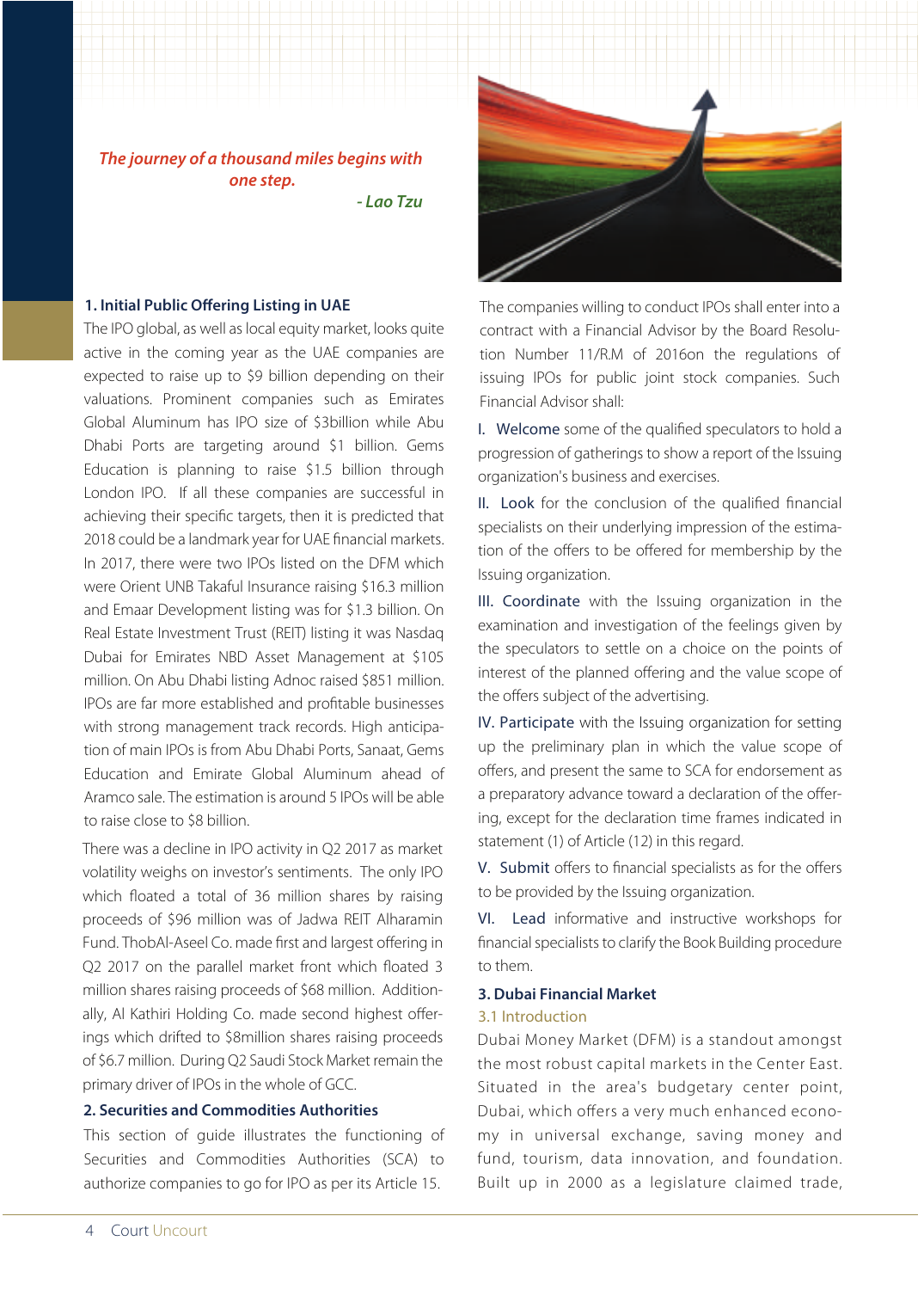*The journey of a thousand miles begins with one step.*

*- Lao Tzu*

### 1. Initial Public Offering Listing in UAE

The IPO global, as well as local equity market, looks quite active in the coming year as the UAE companies are expected to raise up to $9 billion depending on their valuations. Prominent companies such as Emirates Global Aluminum has IPO size of $3billion while Abu Dhabi Ports are targeting around $1 billion. Gems Education is planning to raise $1.5 billion through London IPO. If all these companies are successful in achieving their specific targets, then it is predicted that 2018 could be a landmark year for UAE financial markets. In 2017, there were two IPOs listed on the DFM which were Orient UNB Takaful Insurance raising $16.3 million and Emaar Development listing was for $1.3 billion. On Real Estate Investment Trust (REIT) listing it was Nasdaq Dubai for Emirates NBD Asset Management at $105 million. On Abu Dhabi listing Adnoc raised $851 million. IPOs are far more established and profitable businesses with strong management track records. High anticipation of main IPOs is from Abu Dhabi Ports, Sanaat, Gems Education and Emirate Global Aluminum ahead of Aramco sale. The estimation is around 5 IPOs will be able to raise close to $8 billion.

There was a decline in IPO activity in Q2 2017 as market volatility weighs on investor's sentiments. The only IPO which floated a total of 36 million shares by raising proceeds of $96 million was of Jadwa REIT Alharamin Fund. ThobAl-Aseel Co. made first and largest offering in Q2 2017 on the parallel market front which floated 3 million shares raising proceeds of $68 million. Additionally, Al Kathiri Holding Co. made second highest offerings which drifted to $8million shares raising proceeds of $6.7 million. During Q2 Saudi Stock Market remain the primary driver of IPOs in the whole of GCC.

### 2. Securities and Commodities Authorities

This section of guide illustrates the functioning of Securities and Commodities Authorities (SCA) to authorize companies to go for IPO as per its Article 15.

The companies willing to conduct IPOs shall enter into a contract with a Financial Advisor by the Board Resolution Number 11/R.M of 2016on the regulations of issuing IPOs for public joint stock companies. Such Financial Advisor shall:

I. Welcome some of the qualified speculators to hold a progression of gatherings to show a report of the Issuing organization's business and exercises.

II. Look for the conclusion of the qualified financial specialists on their underlying impression of the estimation of the offers to be offered for membership by the Issuing organization.

III. Coordinate with the Issuing organization in the examination and investigation of the feelings given by the speculators to settle on a choice on the points of interest of the planned offering and the value scope of the offers subject of the advertising.

IV. Participate with the Issuing organization for setting up the preliminary plan in which the value scope of offers, and present the same to SCA for endorsement as a preparatory advance toward a declaration of the offering, except for the declaration time frames indicated in statement (1) of Article (12) in this regard.

V. Submit offers to financial specialists as for the offers to be provided by the Issuing organization.

VI. Lead informative and instructive workshops for financial specialists to clarify the Book Building procedure to them.

### 3. Dubai Financial Market

#### 3.1 Introduction

Dubai Money Market (DFM) is a standout amongst the most robust capital markets in the Center East. Situated in the area's budgetary center point, Dubai, which offers a very much enhanced economy in universal exchange, saving money and fund, tourism, data innovation, and foundation. Built up in 2000 as a legislature claimed trade,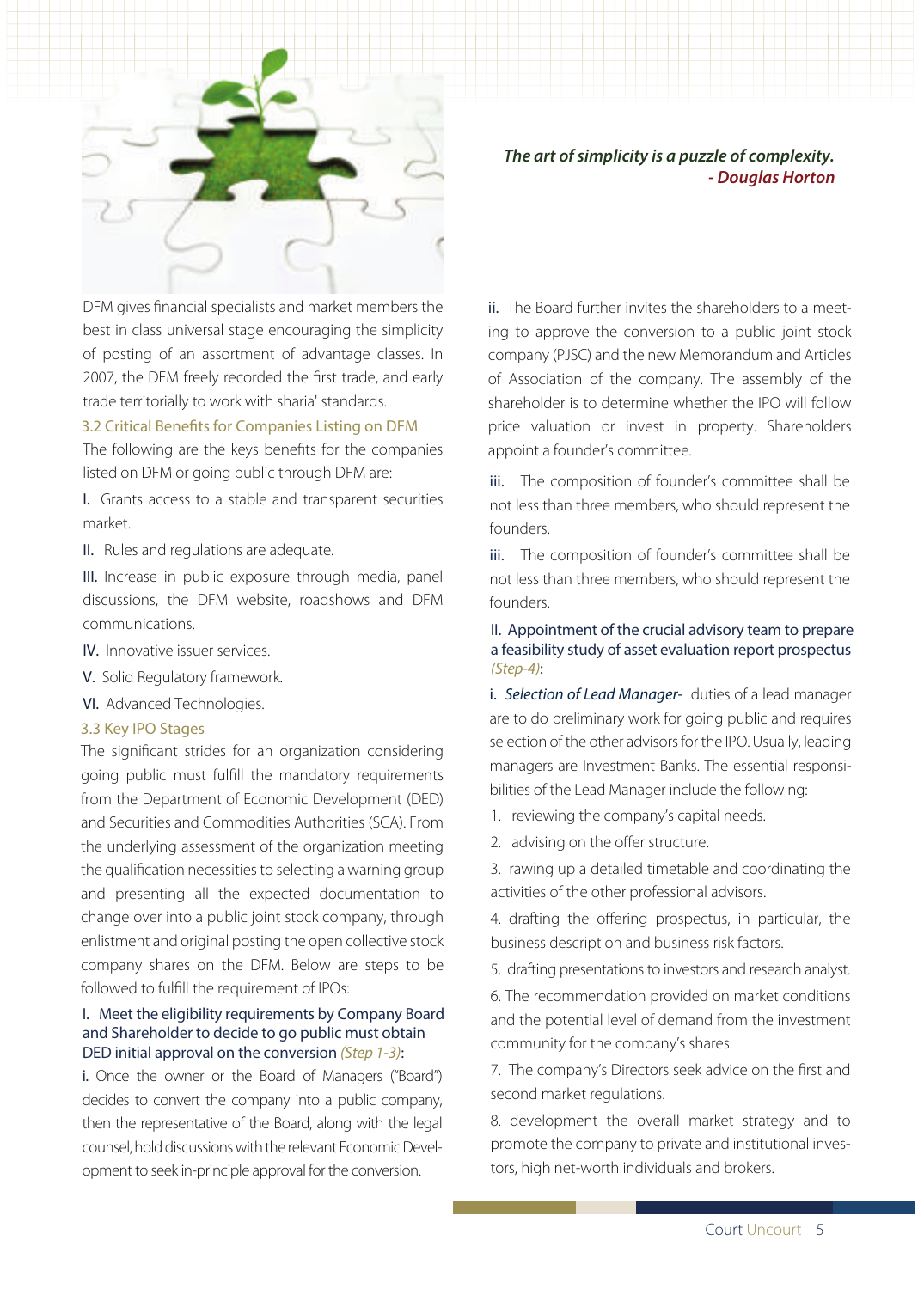*The art of simplicity is a puzzle of complexity.*
*- Douglas Horton*

DFM gives financial specialists and market members the best in class universal stage encouraging the simplicity of posting of an assortment of advantage classes. In 2007, the DFM freely recorded the first trade, and early trade territorially to work with sharia' standards.

### 3.2 Critical Benefits for Companies Listing on DFM

The following are the keys benefits for the companies listed on DFM or going public through DFM are:

I. Grants access to a stable and transparent securities market.

II. Rules and regulations are adequate.

III. Increase in public exposure through media, panel discussions, the DFM website, roadshows and DFM communications.

IV. Innovative issuer services.

V. Solid Regulatory framework.

VI. Advanced Technologies.

### 3.3 Key IPO Stages

The significant strides for an organization considering going public must fulfill the mandatory requirements from the Department of Economic Development (DED) and Securities and Commodities Authorities (SCA). From the underlying assessment of the organization meeting the qualification necessities to selecting a warning group and presenting all the expected documentation to change over into a public joint stock company, through enlistment and original posting the open collective stock company shares on the DFM. Below are steps to be followed to fulfill the requirement of IPOs:

#### I. Meet the eligibility requirements by Company Board and Shareholder to decide to go public must obtain DED initial approval on the conversion *(Step 1-3)*:

i. Once the owner or the Board of Managers ("Board") decides to convert the company into a public company, then the representative of the Board, along with the legal counsel, hold discussions with the relevant Economic Development to seek in-principle approval for the conversion.

ii. The Board further invites the shareholders to a meeting to approve the conversion to a public joint stock company (PJSC) and the new Memorandum and Articles of Association of the company. The assembly of the shareholder is to determine whether the IPO will follow price valuation or invest in property. Shareholders appoint a founder's committee.

iii. The composition of founder's committee shall be not less than three members, who should represent the founders.

iii. The composition of founder's committee shall be not less than three members, who should represent the founders.

#### II. Appointment of the crucial advisory team to prepare a feasibility study of asset evaluation report prospectus *(Step-4)*:

i. *Selection of Lead Manager-* duties of a lead manager are to do preliminary work for going public and requires selection of the other advisors for the IPO. Usually, leading managers are Investment Banks. The essential responsibilities of the Lead Manager include the following:

1. reviewing the company's capital needs.
2. advising on the offer structure.
3. rawing up a detailed timetable and coordinating the activities of the other professional advisors.
4. drafting the offering prospectus, in particular, the business description and business risk factors.
5. drafting presentations to investors and research analyst.
6. The recommendation provided on market conditions and the potential level of demand from the investment community for the company's shares.
7. The company's Directors seek advice on the first and second market regulations.
8. development the overall market strategy and to promote the company to private and institutional investors, high net-worth individuals and brokers.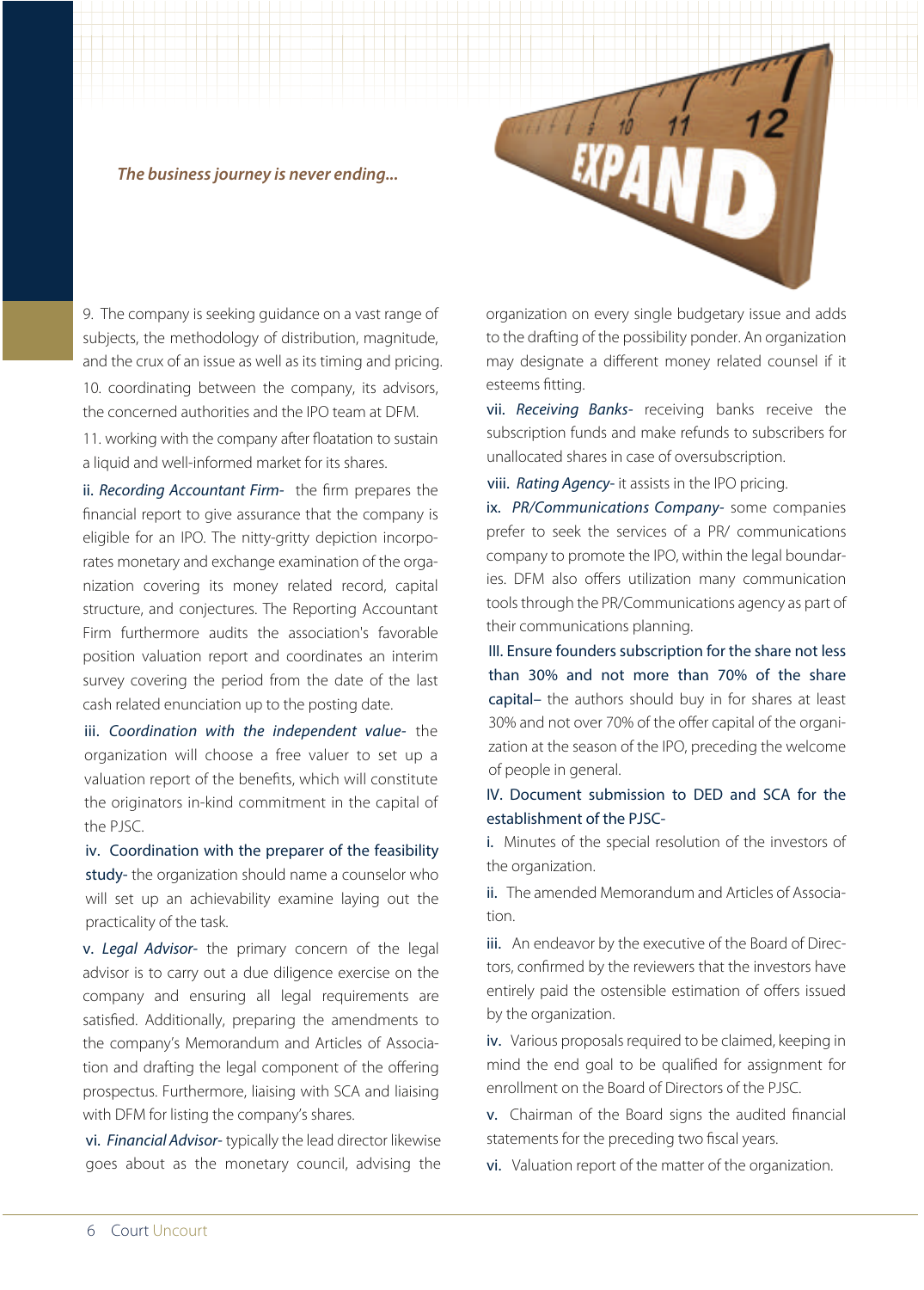*The business journey is never ending...*

9. The company is seeking guidance on a vast range of subjects, the methodology of distribution, magnitude, and the crux of an issue as well as its timing and pricing.

10. coordinating between the company, its advisors, the concerned authorities and the IPO team at DFM.

11. working with the company after floatation to sustain a liquid and well-informed market for its shares.

ii. *Recording Accountant Firm-* the firm prepares the financial report to give assurance that the company is eligible for an IPO. The nitty-gritty depiction incorporates monetary and exchange examination of the organization covering its money related record, capital structure, and conjectures. The Reporting Accountant Firm furthermore audits the association's favorable position valuation report and coordinates an interim survey covering the period from the date of the last cash related enunciation up to the posting date.

iii. *Coordination with the independent value-* the organization will choose a free valuer to set up a valuation report of the benefits, which will constitute the originators in-kind commitment in the capital of the PJSC.

iv. Coordination with the preparer of the feasibility study- the organization should name a counselor who will set up an achievability examine laying out the practicality of the task.

v. *Legal Advisor-* the primary concern of the legal advisor is to carry out a due diligence exercise on the company and ensuring all legal requirements are satisfied. Additionally, preparing the amendments to the company's Memorandum and Articles of Association and drafting the legal component of the offering prospectus. Furthermore, liaising with SCA and liaising with DFM for listing the company's shares.

vi. *Financial Advisor-* typically the lead director likewise goes about as the monetary council, advising the organization on every single budgetary issue and adds to the drafting of the possibility ponder. An organization may designate a different money related counsel if it esteems fitting.

vii. *Receiving Banks-* receiving banks receive the subscription funds and make refunds to subscribers for unallocated shares in case of oversubscription.

viii. *Rating Agency-* it assists in the IPO pricing.

ix. *PR/Communications Company-* some companies prefer to seek the services of a PR/ communications company to promote the IPO, within the legal boundaries. DFM also offers utilization many communication tools through the PR/Communications agency as part of their communications planning.

III. Ensure founders subscription for the share not less than 30% and not more than 70% of the share capital– the authors should buy in for shares at least 30% and not over 70% of the offer capital of the organization at the season of the IPO, preceding the welcome of people in general.

IV. Document submission to DED and SCA for the establishment of the PJSC-

i. Minutes of the special resolution of the investors of the organization.

ii. The amended Memorandum and Articles of Association.

iii. An endeavor by the executive of the Board of Directors, confirmed by the reviewers that the investors have entirely paid the ostensible estimation of offers issued by the organization.

iv. Various proposals required to be claimed, keeping in mind the end goal to be qualified for assignment for enrollment on the Board of Directors of the PJSC.

v. Chairman of the Board signs the audited financial statements for the preceding two fiscal years.

vi. Valuation report of the matter of the organization.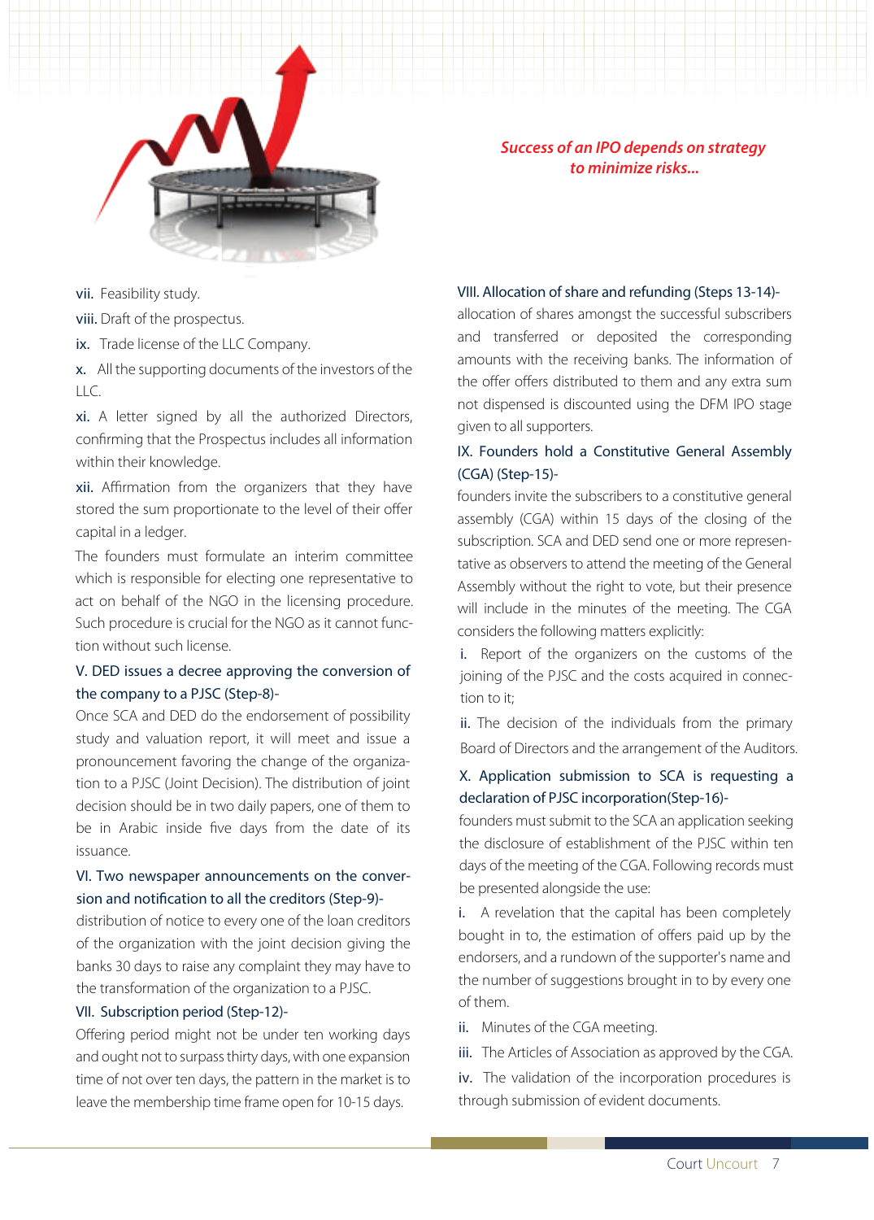*Success of an IPO depends on strategy to minimize risks...*

vii. Feasibility study.

viii. Draft of the prospectus.

ix. Trade license of the LLC Company.

x. All the supporting documents of the investors of the LLC.

xi. A letter signed by all the authorized Directors, confirming that the Prospectus includes all information within their knowledge.

xii. Affirmation from the organizers that they have stored the sum proportionate to the level of their offer capital in a ledger.

The founders must formulate an interim committee which is responsible for electing one representative to act on behalf of the NGO in the licensing procedure. Such procedure is crucial for the NGO as it cannot function without such license.

### V. DED issues a decree approving the conversion of the company to a PJSC (Step-8)-

Once SCA and DED do the endorsement of possibility study and valuation report, it will meet and issue a pronouncement favoring the change of the organization to a PJSC (Joint Decision). The distribution of joint decision should be in two daily papers, one of them to be in Arabic inside five days from the date of its issuance.

### VI. Two newspaper announcements on the conversion and notification to all the creditors (Step-9)-

distribution of notice to every one of the loan creditors of the organization with the joint decision giving the banks 30 days to raise any complaint they may have to the transformation of the organization to a PJSC.

### VII. Subscription period (Step-12)-

Offering period might not be under ten working days and ought not to surpass thirty days, with one expansion time of not over ten days, the pattern in the market is to leave the membership time frame open for 10-15 days.

### VIII. Allocation of share and refunding (Steps 13-14)-

allocation of shares amongst the successful subscribers and transferred or deposited the corresponding amounts with the receiving banks. The information of the offer offers distributed to them and any extra sum not dispensed is discounted using the DFM IPO stage given to all supporters.

### IX. Founders hold a Constitutive General Assembly (CGA) (Step-15)-

founders invite the subscribers to a constitutive general assembly (CGA) within 15 days of the closing of the subscription. SCA and DED send one or more representative as observers to attend the meeting of the General Assembly without the right to vote, but their presence will include in the minutes of the meeting. The CGA considers the following matters explicitly:

i. Report of the organizers on the customs of the joining of the PJSC and the costs acquired in connection to it;

ii. The decision of the individuals from the primary Board of Directors and the arrangement of the Auditors.

### X. Application submission to SCA is requesting a declaration of PJSC incorporation(Step-16)-

founders must submit to the SCA an application seeking the disclosure of establishment of the PJSC within ten days of the meeting of the CGA. Following records must be presented alongside the use:

i. A revelation that the capital has been completely bought in to, the estimation of offers paid up by the endorsers, and a rundown of the supporter's name and the number of suggestions brought in to by every one of them.

ii. Minutes of the CGA meeting.

iii. The Articles of Association as approved by the CGA.

iv. The validation of the incorporation procedures is through submission of evident documents.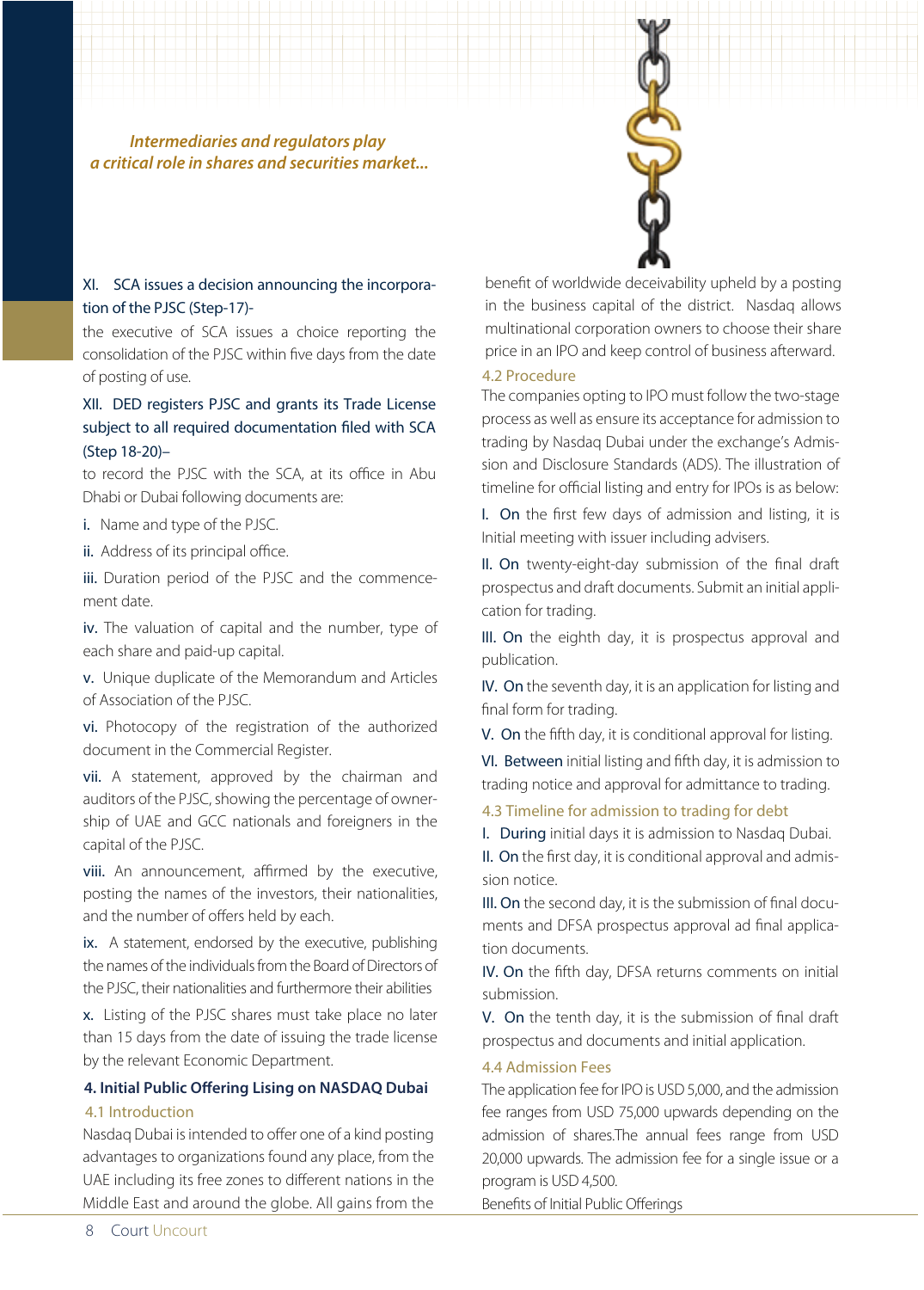*Intermediaries and regulators play a critical role in shares and securities market...*

XI. SCA issues a decision announcing the incorporation of the PJSC (Step-17)-

the executive of SCA issues a choice reporting the consolidation of the PJSC within five days from the date of posting of use.

XII. DED registers PJSC and grants its Trade License subject to all required documentation filed with SCA (Step 18-20)–

to record the PJSC with the SCA, at its office in Abu Dhabi or Dubai following documents are:

i. Name and type of the PJSC.

ii. Address of its principal office.

iii. Duration period of the PJSC and the commencement date.

iv. The valuation of capital and the number, type of each share and paid-up capital.

v. Unique duplicate of the Memorandum and Articles of Association of the PJSC.

vi. Photocopy of the registration of the authorized document in the Commercial Register.

vii. A statement, approved by the chairman and auditors of the PJSC, showing the percentage of ownership of UAE and GCC nationals and foreigners in the capital of the PJSC.

viii. An announcement, affirmed by the executive, posting the names of the investors, their nationalities, and the number of offers held by each.

ix. A statement, endorsed by the executive, publishing the names of the individuals from the Board of Directors of the PJSC, their nationalities and furthermore their abilities

x. Listing of the PJSC shares must take place no later than 15 days from the date of issuing the trade license by the relevant Economic Department.

## 4. Initial Public Offering Lising on NASDAQ Dubai

### 4.1 Introduction

Nasdaq Dubai is intended to offer one of a kind posting advantages to organizations found any place, from the UAE including its free zones to different nations in the Middle East and around the globe. All gains from the benefit of worldwide deceivability upheld by a posting in the business capital of the district. Nasdaq allows multinational corporation owners to choose their share price in an IPO and keep control of business afterward.

### 4.2 Procedure

The companies opting to IPO must follow the two-stage process as well as ensure its acceptance for admission to trading by Nasdaq Dubai under the exchange's Admission and Disclosure Standards (ADS). The illustration of timeline for official listing and entry for IPOs is as below:

I. On the first few days of admission and listing, it is Initial meeting with issuer including advisers.

II. On twenty-eight-day submission of the final draft prospectus and draft documents. Submit an initial application for trading.

III. On the eighth day, it is prospectus approval and publication.

IV. On the seventh day, it is an application for listing and final form for trading.

V. On the fifth day, it is conditional approval for listing.

VI. Between initial listing and fifth day, it is admission to trading notice and approval for admittance to trading.

### 4.3 Timeline for admission to trading for debt

I. During initial days it is admission to Nasdaq Dubai.

II. On the first day, it is conditional approval and admission notice.

III. On the second day, it is the submission of final documents and DFSA prospectus approval ad final application documents.

IV. On the fifth day, DFSA returns comments on initial submission.

V. On the tenth day, it is the submission of final draft prospectus and documents and initial application.

### 4.4 Admission Fees

The application fee for IPO is USD 5,000, and the admission fee ranges from USD 75,000 upwards depending on the admission of shares.The annual fees range from USD 20,000 upwards. The admission fee for a single issue or a program is USD 4,500.

Benefits of Initial Public Offerings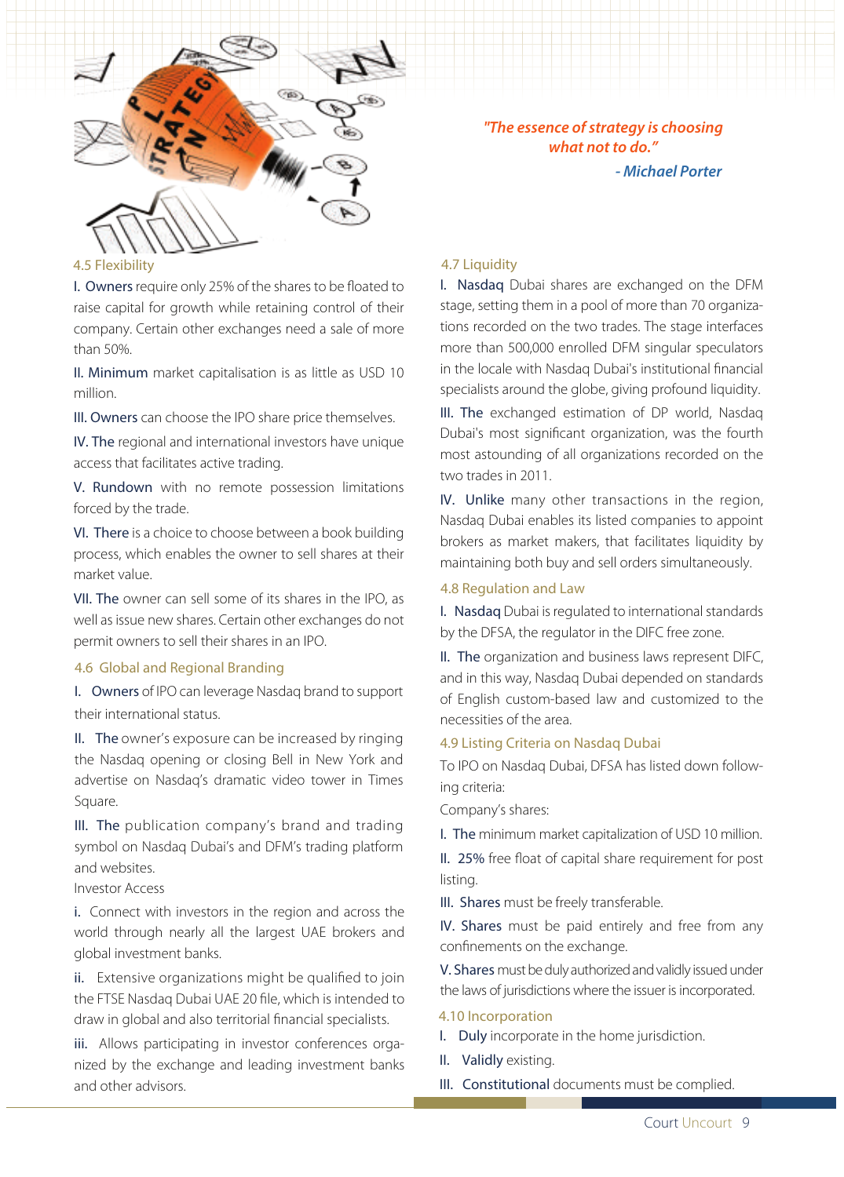*"The essence of strategy is choosing what not to do."*

*- Michael Porter*

### 4.5 Flexibility

I. Owners require only 25% of the shares to be floated to raise capital for growth while retaining control of their company. Certain other exchanges need a sale of more than 50%.

II. Minimum market capitalisation is as little as USD 10 million.

III. Owners can choose the IPO share price themselves.

IV. The regional and international investors have unique access that facilitates active trading.

V. Rundown with no remote possession limitations forced by the trade.

VI. There is a choice to choose between a book building process, which enables the owner to sell shares at their market value.

VII. The owner can sell some of its shares in the IPO, as well as issue new shares. Certain other exchanges do not permit owners to sell their shares in an IPO.

### 4.6 Global and Regional Branding

I. Owners of IPO can leverage Nasdaq brand to support their international status.

II. The owner's exposure can be increased by ringing the Nasdaq opening or closing Bell in New York and advertise on Nasdaq's dramatic video tower in Times Square.

III. The publication company's brand and trading symbol on Nasdaq Dubai's and DFM's trading platform and websites.

Investor Access

i. Connect with investors in the region and across the world through nearly all the largest UAE brokers and global investment banks.

ii. Extensive organizations might be qualified to join the FTSE Nasdaq Dubai UAE 20 file, which is intended to draw in global and also territorial financial specialists.

iii. Allows participating in investor conferences organized by the exchange and leading investment banks and other advisors.

### 4.7 Liquidity

I. Nasdaq Dubai shares are exchanged on the DFM stage, setting them in a pool of more than 70 organizations recorded on the two trades. The stage interfaces more than 500,000 enrolled DFM singular speculators in the locale with Nasdaq Dubai's institutional financial specialists around the globe, giving profound liquidity.

III. The exchanged estimation of DP world, Nasdaq Dubai's most significant organization, was the fourth most astounding of all organizations recorded on the two trades in 2011.

IV. Unlike many other transactions in the region, Nasdaq Dubai enables its listed companies to appoint brokers as market makers, that facilitates liquidity by maintaining both buy and sell orders simultaneously.

### 4.8 Regulation and Law

I. Nasdaq Dubai is regulated to international standards by the DFSA, the regulator in the DIFC free zone.

II. The organization and business laws represent DIFC, and in this way, Nasdaq Dubai depended on standards of English custom-based law and customized to the necessities of the area.

### 4.9 Listing Criteria on Nasdaq Dubai

To IPO on Nasdaq Dubai, DFSA has listed down following criteria:

Company's shares:

I. The minimum market capitalization of USD 10 million.

II. 25% free float of capital share requirement for post listing.

III. Shares must be freely transferable.

IV. Shares must be paid entirely and free from any confinements on the exchange.

V. Shares must be duly authorized and validly issued under the laws of jurisdictions where the issuer is incorporated.

### 4.10 Incorporation

I. Duly incorporate in the home jurisdiction.

II. Validly existing.

III. Constitutional documents must be complied.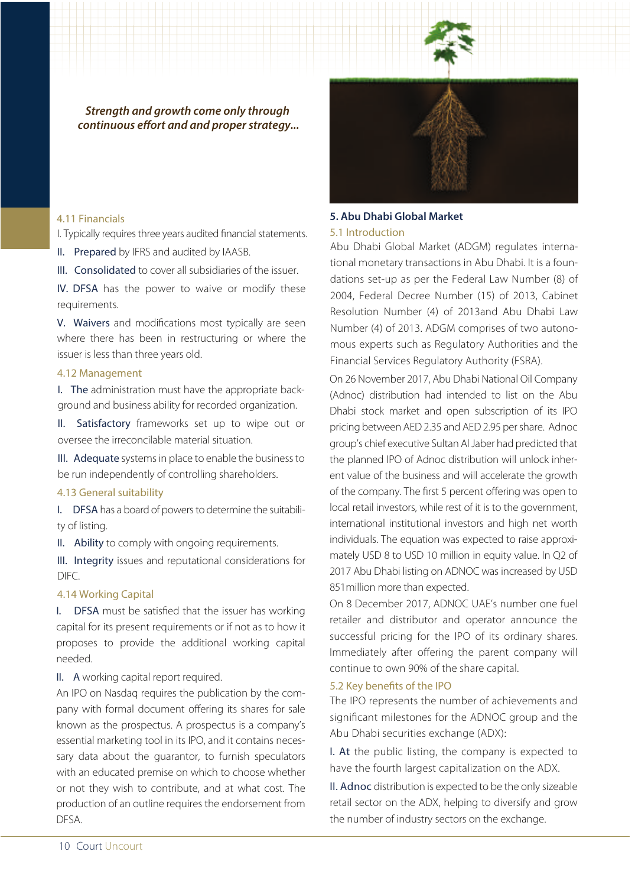*Strength and growth come only through continuous effort and and proper strategy...*

### 4.11 Financials

I. Typically requires three years audited financial statements.

II. Prepared by IFRS and audited by IAASB.

III. Consolidated to cover all subsidiaries of the issuer.

IV. DFSA has the power to waive or modify these requirements.

V. Waivers and modifications most typically are seen where there has been in restructuring or where the issuer is less than three years old.

### 4.12 Management

I. The administration must have the appropriate background and business ability for recorded organization.

II. Satisfactory frameworks set up to wipe out or oversee the irreconcilable material situation.

III. Adequate systems in place to enable the business to be run independently of controlling shareholders.

### 4.13 General suitability

I. DFSA has a board of powers to determine the suitability of listing.

II. Ability to comply with ongoing requirements.

III. Integrity issues and reputational considerations for DIFC.

### 4.14 Working Capital

I. DFSA must be satisfied that the issuer has working capital for its present requirements or if not as to how it proposes to provide the additional working capital needed.

II. A working capital report required.

An IPO on Nasdaq requires the publication by the company with formal document offering its shares for sale known as the prospectus. A prospectus is a company's essential marketing tool in its IPO, and it contains necessary data about the guarantor, to furnish speculators with an educated premise on which to choose whether or not they wish to contribute, and at what cost. The production of an outline requires the endorsement from DFSA.

## 5. Abu Dhabi Global Market

### 5.1 Introduction

Abu Dhabi Global Market (ADGM) regulates international monetary transactions in Abu Dhabi. It is a foundations set-up as per the Federal Law Number (8) of 2004, Federal Decree Number (15) of 2013, Cabinet Resolution Number (4) of 2013and Abu Dhabi Law Number (4) of 2013. ADGM comprises of two autonomous experts such as Regulatory Authorities and the Financial Services Regulatory Authority (FSRA).

On 26 November 2017, Abu Dhabi National Oil Company (Adnoc) distribution had intended to list on the Abu Dhabi stock market and open subscription of its IPO pricing between AED 2.35 and AED 2.95 per share. Adnoc group's chief executive Sultan Al Jaber had predicted that the planned IPO of Adnoc distribution will unlock inherent value of the business and will accelerate the growth of the company. The first 5 percent offering was open to local retail investors, while rest of it is to the government, international institutional investors and high net worth individuals. The equation was expected to raise approximately USD 8 to USD 10 million in equity value. In Q2 of 2017 Abu Dhabi listing on ADNOC was increased by USD 851million more than expected.

On 8 December 2017, ADNOC UAE's number one fuel retailer and distributor and operator announce the successful pricing for the IPO of its ordinary shares. Immediately after offering the parent company will continue to own 90% of the share capital.

### 5.2 Key benefits of the IPO

The IPO represents the number of achievements and significant milestones for the ADNOC group and the Abu Dhabi securities exchange (ADX):

I. At the public listing, the company is expected to have the fourth largest capitalization on the ADX.

II. Adnoc distribution is expected to be the only sizeable retail sector on the ADX, helping to diversify and grow the number of industry sectors on the exchange.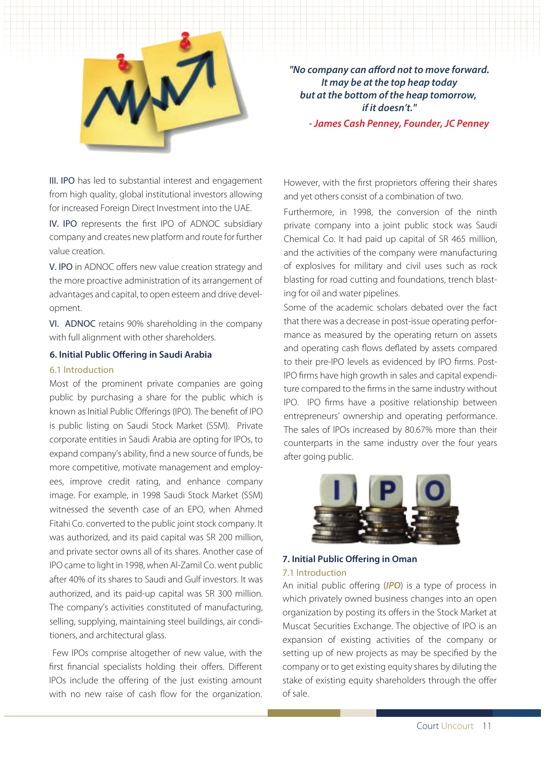*"No company can afford not to move forward. It may be at the top heap today but at the bottom of the heap tomorrow, if it doesn't."*

*- James Cash Penney, Founder, JC Penney*

III. IPO has led to substantial interest and engagement from high quality, global institutional investors allowing for increased Foreign Direct Investment into the UAE.

IV. IPO represents the first IPO of ADNOC subsidiary company and creates new platform and route for further value creation.

V. IPO in ADNOC offers new value creation strategy and the more proactive administration of its arrangement of advantages and capital, to open esteem and drive development.

VI. ADNOC retains 90% shareholding in the company with full alignment with other shareholders.

## 6. Initial Public Offering in Saudi Arabia

### 6.1 Introduction

Most of the prominent private companies are going public by purchasing a share for the public which is known as Initial Public Offerings (IPO). The benefit of IPO is public listing on Saudi Stock Market (SSM). Private corporate entities in Saudi Arabia are opting for IPOs, to expand company's ability, find a new source of funds, be more competitive, motivate management and employees, improve credit rating, and enhance company image. For example, in 1998 Saudi Stock Market (SSM) witnessed the seventh case of an EPO, when Ahmed Fitahi Co. converted to the public joint stock company. It was authorized, and its paid capital was SR 200 million, and private sector owns all of its shares. Another case of IPO came to light in 1998, when Al-Zamil Co. went public after 40% of its shares to Saudi and Gulf investors. It was authorized, and its paid-up capital was SR 300 million. The company's activities constituted of manufacturing, selling, supplying, maintaining steel buildings, air conditioners, and architectural glass.

Few IPOs comprise altogether of new value, with the first financial specialists holding their offers. Different IPOs include the offering of the just existing amount with no new raise of cash flow for the organization. However, with the first proprietors offering their shares and yet others consist of a combination of two.

Furthermore, in 1998, the conversion of the ninth private company into a joint public stock was Saudi Chemical Co. It had paid up capital of SR 465 million, and the activities of the company were manufacturing of explosives for military and civil uses such as rock blasting for road cutting and foundations, trench blasting for oil and water pipelines.

Some of the academic scholars debated over the fact that there was a decrease in post-issue operating performance as measured by the operating return on assets and operating cash flows deflated by assets compared to their pre-IPO levels as evidenced by IPO firms. Post-IPO firms have high growth in sales and capital expenditure compared to the firms in the same industry without IPO. IPO firms have a positive relationship between entrepreneurs' ownership and operating performance. The sales of IPOs increased by 80.67% more than their counterparts in the same industry over the four years after going public.

## 7. Initial Public Offering in Oman

### 7.1 Introduction

An initial public offering (*IPO*) is a type of process in which privately owned business changes into an open organization by posting its offers in the Stock Market at Muscat Securities Exchange. The objective of IPO is an expansion of existing activities of the company or setting up of new projects as may be specified by the company or to get existing equity shares by diluting the stake of existing equity shareholders through the offer of sale.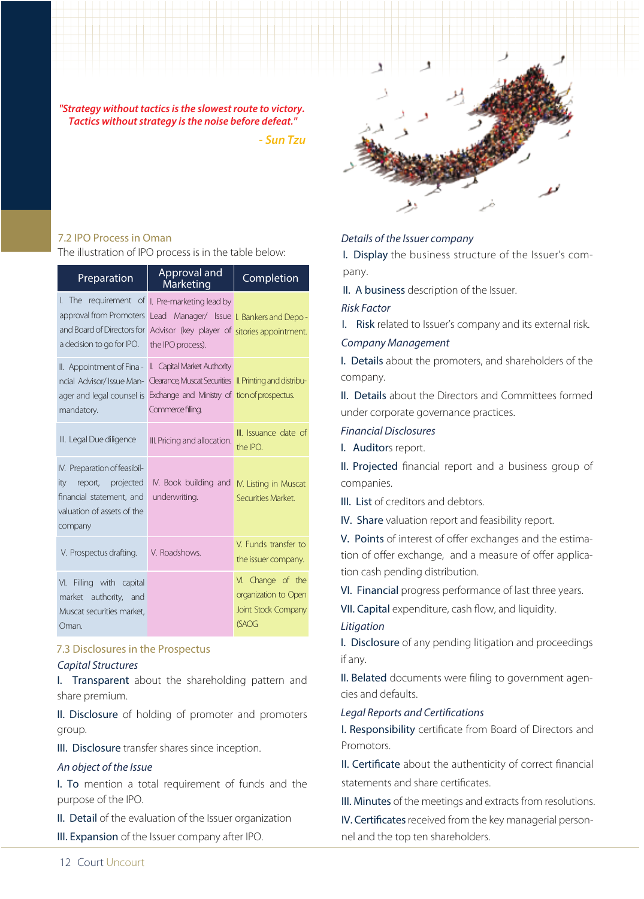*"Strategy without tactics is the slowest route to victory. Tactics without strategy is the noise before defeat."*

*- Sun Tzu*

## 7.2 IPO Process in Oman

The illustration of IPO process is in the table below:

| Preparation | Approval and Marketing | Completion |
|---|---|---|
| I. The requirement of approval from Promoters and Board of Directors for a decision to go for IPO. | I. Pre-marketing lead by Lead Manager/ Issue Advisor (key player of the IPO process). | I. Bankers and Depositories appointment. |
| II. Appointment of Financial Advisor/ Issue Manager and legal counsel is mandatory. | II. Capital Market Authority Clearance, Muscat Securities Exchange and Ministry of Commerce filling. | II. Printing and distribution of prospectus. |
| III. Legal Due diligence | III. Pricing and allocation. | III. Issuance date of the IPO. |
| IV. Preparation of feasibility report, projected financial statement, and valuation of assets of the company | IV. Book building and underwriting. | IV. Listing in Muscat Securities Market. |
| V. Prospectus drafting. | V. Roadshows. | V. Funds transfer to the issuer company. |
| VI. Filling with capital market authority, and Muscat securities market, Oman. | | VI. Change of the organization to Open Joint Stock Company (SAOG |

## 7.3 Disclosures in the Prospectus

*Capital Structures*

I. Transparent about the shareholding pattern and share premium.

II. Disclosure of holding of promoter and promoters group.

III. Disclosure transfer shares since inception.

*An object of the Issue*

I. To mention a total requirement of funds and the purpose of the IPO.

II. Detail of the evaluation of the Issuer organization

III. Expansion of the Issuer company after IPO.

*Details of the Issuer company*

I. Display the business structure of the Issuer's company.

II. A business description of the Issuer.

*Risk Factor*

I. Risk related to Issuer's company and its external risk.

*Company Management*

I. Details about the promoters, and shareholders of the company.

II. Details about the Directors and Committees formed under corporate governance practices.

*Financial Disclosures*

I. Auditors report.

II. Projected financial report and a business group of companies.

III. List of creditors and debtors.

IV. Share valuation report and feasibility report.

V. Points of interest of offer exchanges and the estimation of offer exchange, and a measure of offer application cash pending distribution.

VI. Financial progress performance of last three years.

VII. Capital expenditure, cash flow, and liquidity.

*Litigation*

I. Disclosure of any pending litigation and proceedings if any.

II. Belated documents were filing to government agencies and defaults.

*Legal Reports and Certifications*

I. Responsibility certificate from Board of Directors and Promotors.

II. Certificate about the authenticity of correct financial statements and share certificates.

III. Minutes of the meetings and extracts from resolutions.

IV. Certificates received from the key managerial personnel and the top ten shareholders.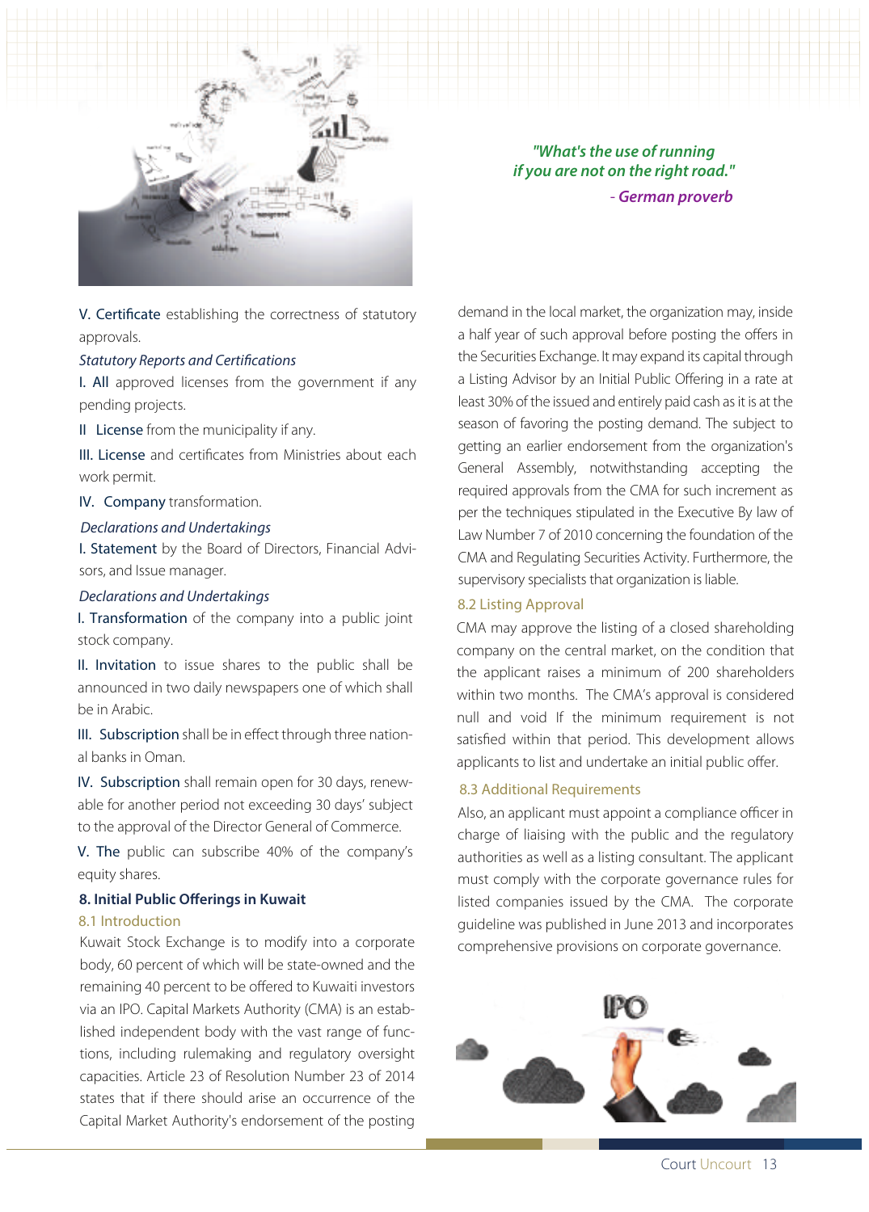*"What's the use of running if you are not on the right road."*
*- German proverb*

V. Certificate establishing the correctness of statutory approvals.

*Statutory Reports and Certifications*

I. All approved licenses from the government if any pending projects.

II License from the municipality if any.

III. License and certificates from Ministries about each work permit.

IV. Company transformation.

*Declarations and Undertakings*

I. Statement by the Board of Directors, Financial Advisors, and Issue manager.

*Declarations and Undertakings*

I. Transformation of the company into a public joint stock company.

II. Invitation to issue shares to the public shall be announced in two daily newspapers one of which shall be in Arabic.

III. Subscription shall be in effect through three national banks in Oman.

IV. Subscription shall remain open for 30 days, renewable for another period not exceeding 30 days' subject to the approval of the Director General of Commerce.

V. The public can subscribe 40% of the company's equity shares.

## 8. Initial Public Offerings in Kuwait

### 8.1 Introduction

Kuwait Stock Exchange is to modify into a corporate body, 60 percent of which will be state-owned and the remaining 40 percent to be offered to Kuwaiti investors via an IPO. Capital Markets Authority (CMA) is an established independent body with the vast range of functions, including rulemaking and regulatory oversight capacities. Article 23 of Resolution Number 23 of 2014 states that if there should arise an occurrence of the Capital Market Authority's endorsement of the posting demand in the local market, the organization may, inside a half year of such approval before posting the offers in the Securities Exchange. It may expand its capital through a Listing Advisor by an Initial Public Offering in a rate at least 30% of the issued and entirely paid cash as it is at the season of favoring the posting demand. The subject to getting an earlier endorsement from the organization's General Assembly, notwithstanding accepting the required approvals from the CMA for such increment as per the techniques stipulated in the Executive By law of Law Number 7 of 2010 concerning the foundation of the CMA and Regulating Securities Activity. Furthermore, the supervisory specialists that organization is liable.

### 8.2 Listing Approval

CMA may approve the listing of a closed shareholding company on the central market, on the condition that the applicant raises a minimum of 200 shareholders within two months. The CMA's approval is considered null and void If the minimum requirement is not satisfied within that period. This development allows applicants to list and undertake an initial public offer.

### 8.3 Additional Requirements

Also, an applicant must appoint a compliance officer in charge of liaising with the public and the regulatory authorities as well as a listing consultant. The applicant must comply with the corporate governance rules for listed companies issued by the CMA. The corporate guideline was published in June 2013 and incorporates comprehensive provisions on corporate governance.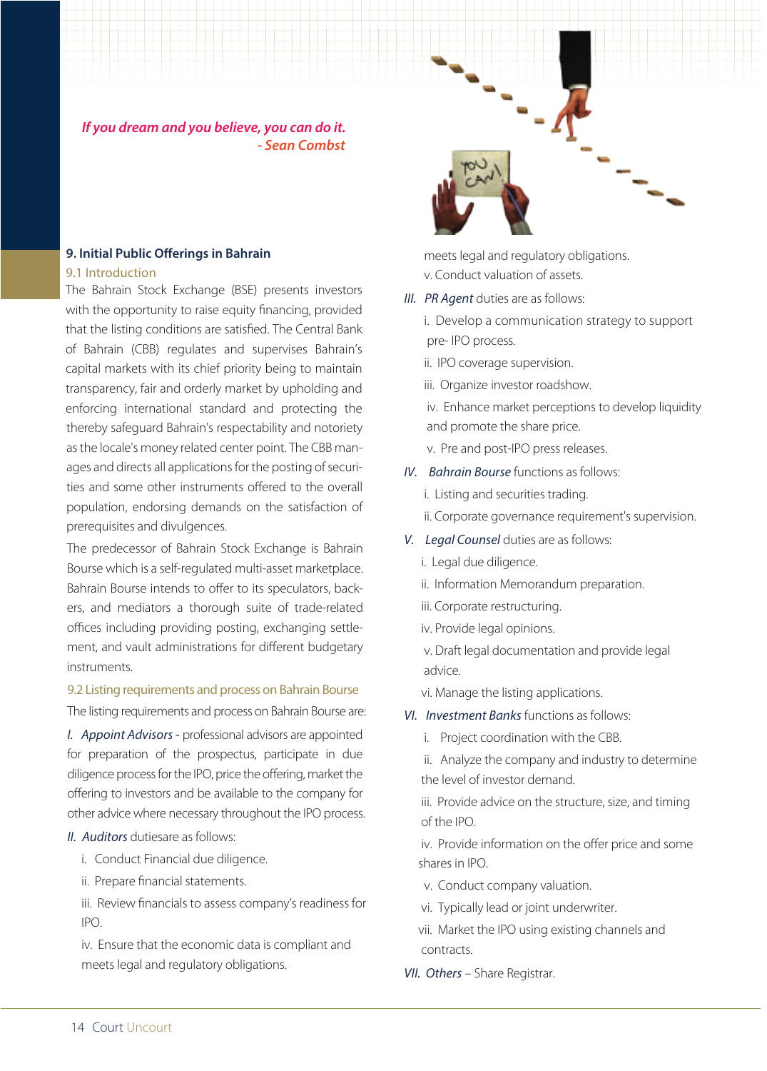*If you dream and you believe, you can do it.*
*- Sean Combst*

## 9. Initial Public Offerings in Bahrain

### 9.1 Introduction

The Bahrain Stock Exchange (BSE) presents investors with the opportunity to raise equity financing, provided that the listing conditions are satisfied. The Central Bank of Bahrain (CBB) regulates and supervises Bahrain's capital markets with its chief priority being to maintain transparency, fair and orderly market by upholding and enforcing international standard and protecting the thereby safeguard Bahrain's respectability and notoriety as the locale's money related center point. The CBB manages and directs all applications for the posting of securities and some other instruments offered to the overall population, endorsing demands on the satisfaction of prerequisites and divulgences.

The predecessor of Bahrain Stock Exchange is Bahrain Bourse which is a self-regulated multi-asset marketplace. Bahrain Bourse intends to offer to its speculators, backers, and mediators a thorough suite of trade-related offices including providing posting, exchanging settlement, and vault administrations for different budgetary instruments.

### 9.2 Listing requirements and process on Bahrain Bourse

The listing requirements and process on Bahrain Bourse are:

*I. Appoint Advisors* - professional advisors are appointed for preparation of the prospectus, participate in due diligence process for the IPO, price the offering, market the offering to investors and be available to the company for other advice where necessary throughout the IPO process.

*II. Auditors* dutiesare as follows:

i. Conduct Financial due diligence.

ii. Prepare financial statements.

iii. Review financials to assess company's readiness for IPO.

iv. Ensure that the economic data is compliant and meets legal and regulatory obligations.

v. Conduct valuation of assets.

*III. PR Agent* duties are as follows:

i. Develop a communication strategy to support pre- IPO process.

ii. IPO coverage supervision.

iii. Organize investor roadshow.

iv. Enhance market perceptions to develop liquidity and promote the share price.

v. Pre and post-IPO press releases.

*IV. Bahrain Bourse* functions as follows:

i. Listing and securities trading.

ii. Corporate governance requirement's supervision.

*V. Legal Counsel* duties are as follows:

i. Legal due diligence.

ii. Information Memorandum preparation.

iii. Corporate restructuring.

iv. Provide legal opinions.

v. Draft legal documentation and provide legal advice.

vi. Manage the listing applications.

*VI. Investment Banks* functions as follows:

i. Project coordination with the CBB.

ii. Analyze the company and industry to determine the level of investor demand.

iii. Provide advice on the structure, size, and timing of the IPO.

iv. Provide information on the offer price and some shares in IPO.

v. Conduct company valuation.

vi. Typically lead or joint underwriter.

vii. Market the IPO using existing channels and contracts.

*VII. Others* – Share Registrar.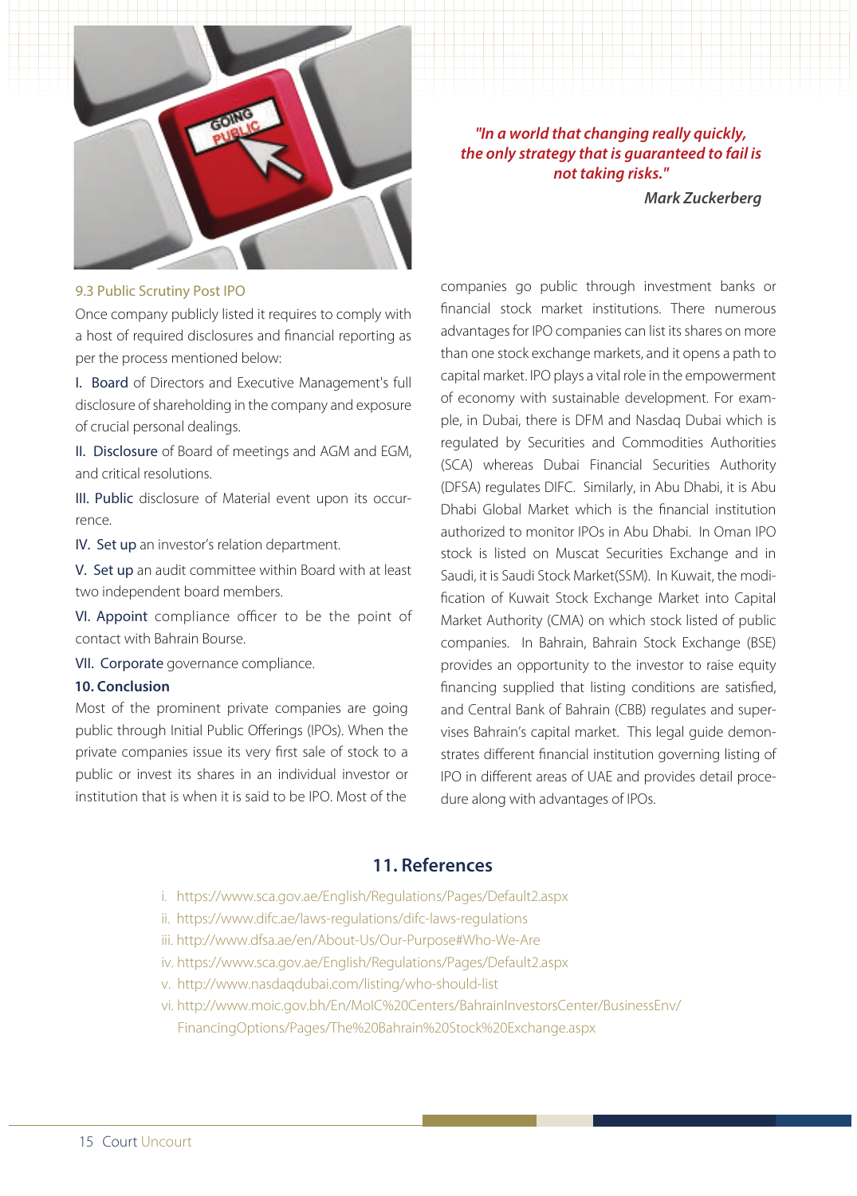*"In a world that changing really quickly, the only strategy that is guaranteed to fail is not taking risks."*

***Mark Zuckerberg***

### 9.3 Public Scrutiny Post IPO

Once company publicly listed it requires to comply with a host of required disclosures and financial reporting as per the process mentioned below:

I. Board of Directors and Executive Management's full disclosure of shareholding in the company and exposure of crucial personal dealings.

II. Disclosure of Board of meetings and AGM and EGM, and critical resolutions.

III. Public disclosure of Material event upon its occurrence.

IV. Set up an investor's relation department.

V. Set up an audit committee within Board with at least two independent board members.

VI. Appoint compliance officer to be the point of contact with Bahrain Bourse.

VII. Corporate governance compliance.

## 10. Conclusion

Most of the prominent private companies are going public through Initial Public Offerings (IPOs). When the private companies issue its very first sale of stock to a public or invest its shares in an individual investor or institution that is when it is said to be IPO. Most of the companies go public through investment banks or financial stock market institutions. There numerous advantages for IPO companies can list its shares on more than one stock exchange markets, and it opens a path to capital market. IPO plays a vital role in the empowerment of economy with sustainable development. For example, in Dubai, there is DFM and Nasdaq Dubai which is regulated by Securities and Commodities Authorities (SCA) whereas Dubai Financial Securities Authority (DFSA) regulates DIFC. Similarly, in Abu Dhabi, it is Abu Dhabi Global Market which is the financial institution authorized to monitor IPOs in Abu Dhabi. In Oman IPO stock is listed on Muscat Securities Exchange and in Saudi, it is Saudi Stock Market(SSM). In Kuwait, the modification of Kuwait Stock Exchange Market into Capital Market Authority (CMA) on which stock listed of public companies. In Bahrain, Bahrain Stock Exchange (BSE) provides an opportunity to the investor to raise equity financing supplied that listing conditions are satisfied, and Central Bank of Bahrain (CBB) regulates and supervises Bahrain's capital market. This legal guide demonstrates different financial institution governing listing of IPO in different areas of UAE and provides detail procedure along with advantages of IPOs.

## 11. References

i. https://www.sca.gov.ae/English/Regulations/Pages/Default2.aspx
ii. https://www.difc.ae/laws-regulations/difc-laws-regulations
iii. http://www.dfsa.ae/en/About-Us/Our-Purpose#Who-We-Are
iv. https://www.sca.gov.ae/English/Regulations/Pages/Default2.aspx
v. http://www.nasdaqdubai.com/listing/who-should-list
vi. http://www.moic.gov.bh/En/MoIC%20Centers/BahrainInvestorsCenter/BusinessEnv/FinancingOptions/Pages/The%20Bahrain%20Stock%20Exchange.aspx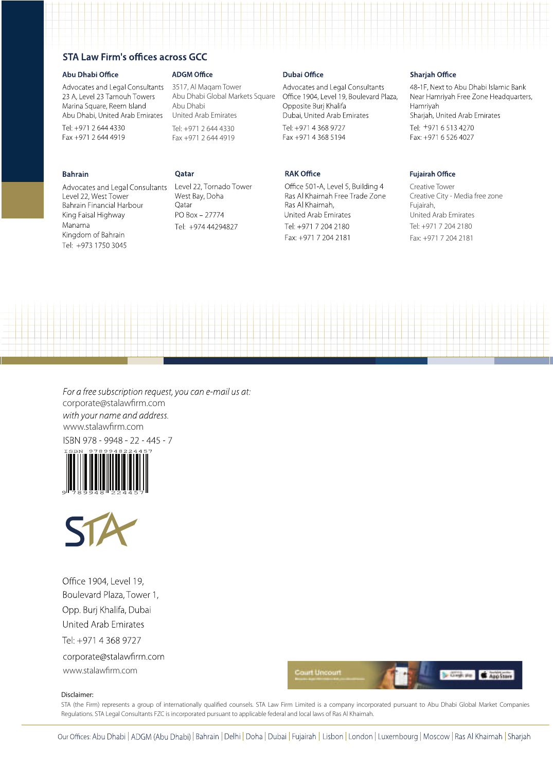## STA Law Firm's offices across GCC

**Abu Dhabi Office**

Advocates and Legal Consultants
23 A, Level 23 Tamouh Towers
Marina Square, Reem Island
Abu Dhabi, United Arab Emirates

Tel: +971 2 644 4330
Fax +971 2 644 4919

**ADGM Office**

3517, Al Maqam Tower
Abu Dhabi Global Markets Square
Abu Dhabi
United Arab Emirates

Tel: +971 2 644 4330
Fax +971 2 644 4919

**Dubai Office**

Advocates and Legal Consultants
Office 1904, Level 19, Boulevard Plaza,
Opposite Burj Khalifa
Dubai, United Arab Emirates

Tel: +971 4 368 9727
Fax +971 4 368 5194

**Sharjah Office**

48-1F, Next to Abu Dhabi Islamic Bank
Near Hamriyah Free Zone Headquarters,
Hamriyah
Sharjah, United Arab Emirates

Tel: +971 6 513 4270
Fax: +971 6 526 4027

**Bahrain**

Advocates and Legal Consultants
Level 22, West Tower
Bahrain Financial Harbour
King Faisal Highway
Manama
Kingdom of Bahrain

Tel: +973 1750 3045

**Qatar**

Level 22, Tornado Tower
West Bay, Doha
Qatar
PO Box – 27774

Tel: +974 44294827

**RAK Office**

Office 501-A, Level 5, Building 4
Ras Al Khaimah Free Trade Zone
Ras Al Khaimah,
United Arab Emirates

Tel: +971 7 204 2180
Fax: +971 7 204 2181

**Fujairah Office**

Creative Tower
Creative City - Media free zone
Fujairah,
United Arab Emirates

Tel: +971 7 204 2180
Fax: +971 7 204 2181

*For a free subscription request, you can e-mail us at:*
corporate@stalawfirm.com
*with your name and address.*
www.stalawfirm.com

ISBN 978 - 9948 - 22 - 445 - 7

ISBN 9789948224457

STA

Office 1904, Level 19,
Boulevard Plaza, Tower 1,
Opp. Burj Khalifa, Dubai
United Arab Emirates

Tel: +971 4 368 9727

corporate@stalawfirm.com
www.stalawfirm.com

Court Uncourt

**Disclaimer:**

STA (the Firm) represents a group of internationally qualified counsels. STA Law Firm Limited is a company incorporated pursuant to Abu Dhabi Global Market Companies Regulations. STA Legal Consultants FZC is incorporated pursuant to applicable federal and local laws of Ras Al Khaimah.

Our Offices: Abu Dhabi | ADGM (Abu Dhabi) | Bahrain | Delhi | Doha | Dubai | Fujairah | Lisbon | London | Luxembourg | Moscow | Ras Al Khaimah | Sharjah